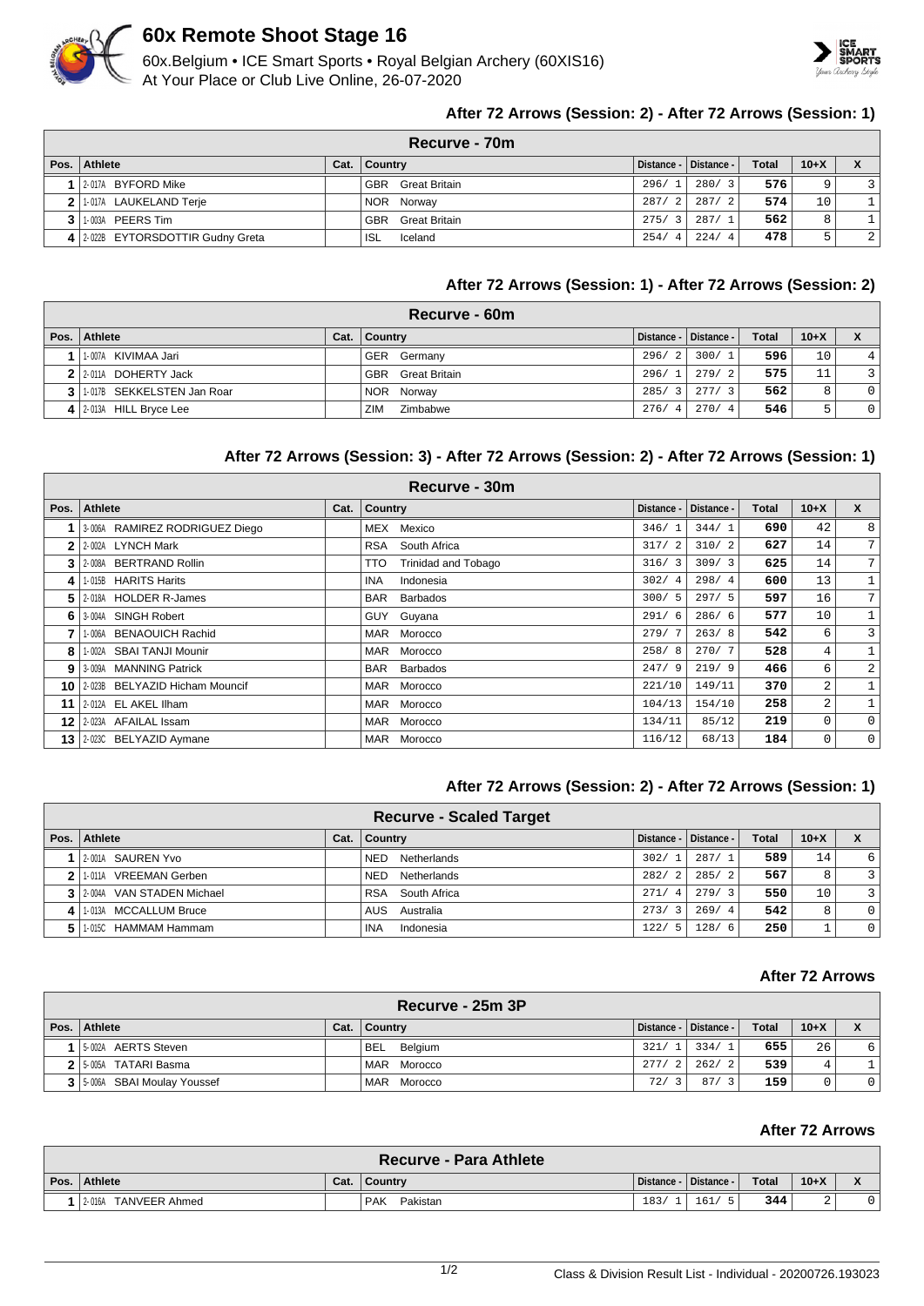# 60x Remote Shoot Stage 16

60x.Belgium • ICE Smart Sports • Royal Belgian Archery (60XIS16)
At Your Place or Club Live Online, 26-07-2020

### After 72 Arrows (Session: 2) - After 72 Arrows (Session: 1)

**Recurve - 70m**

| Pos. | Athlete | Cat. | Country | Distance - | Distance - | Total | 10+X | X |
|---|---|---|---|---|---|---|---|---|
| 1 | 2-017A BYFORD Mike | | GBR Great Britain | 296/ 1 | 280/ 3 | 576 | 9 | 3 |
| 2 | 1-017A LAUKELAND Terje | | NOR Norway | 287/ 2 | 287/ 2 | 574 | 10 | 1 |
| 3 | 1-003A PEERS Tim | | GBR Great Britain | 275/ 3 | 287/ 1 | 562 | 8 | 1 |
| 4 | 2-022B EYTORSDOTTIR Gudny Greta | | ISL Iceland | 254/ 4 | 224/ 4 | 478 | 5 | 2 |

### After 72 Arrows (Session: 1) - After 72 Arrows (Session: 2)

**Recurve - 60m**

| Pos. | Athlete | Cat. | Country | Distance - | Distance - | Total | 10+X | X |
|---|---|---|---|---|---|---|---|---|
| 1 | 1-007A KIVIMAA Jari | | GER Germany | 296/ 2 | 300/ 1 | 596 | 10 | 4 |
| 2 | 2-011A DOHERTY Jack | | GBR Great Britain | 296/ 1 | 279/ 2 | 575 | 11 | 3 |
| 3 | 1-017B SEKKELSTEN Jan Roar | | NOR Norway | 285/ 3 | 277/ 3 | 562 | 8 | 0 |
| 4 | 2-013A HILL Bryce Lee | | ZIM Zimbabwe | 276/ 4 | 270/ 4 | 546 | 5 | 0 |

### After 72 Arrows (Session: 3) - After 72 Arrows (Session: 2) - After 72 Arrows (Session: 1)

**Recurve - 30m**

| Pos. | Athlete | Cat. | Country | Distance - | Distance - | Total | 10+X | X |
|---|---|---|---|---|---|---|---|---|
| 1 | 3-006A RAMIREZ RODRIGUEZ Diego | | MEX Mexico | 346/ 1 | 344/ 1 | 690 | 42 | 8 |
| 2 | 2-002A LYNCH Mark | | RSA South Africa | 317/ 2 | 310/ 2 | 627 | 14 | 7 |
| 3 | 2-008A BERTRAND Rollin | | TTO Trinidad and Tobago | 316/ 3 | 309/ 3 | 625 | 14 | 7 |
| 4 | 1-015B HARITS Harits | | INA Indonesia | 302/ 4 | 298/ 4 | 600 | 13 | 1 |
| 5 | 2-018A HOLDER R-James | | BAR Barbados | 300/ 5 | 297/ 5 | 597 | 16 | 7 |
| 6 | 3-004A SINGH Robert | | GUY Guyana | 291/ 6 | 286/ 6 | 577 | 10 | 1 |
| 7 | 1-006A BENAOUICH Rachid | | MAR Morocco | 279/ 7 | 263/ 8 | 542 | 6 | 3 |
| 8 | 1-002A SBAI TANJI Mounir | | MAR Morocco | 258/ 8 | 270/ 7 | 528 | 4 | 1 |
| 9 | 3-009A MANNING Patrick | | BAR Barbados | 247/ 9 | 219/ 9 | 466 | 6 | 2 |
| 10 | 2-023B BELYAZID Hicham Mouncif | | MAR Morocco | 221/10 | 149/11 | 370 | 2 | 1 |
| 11 | 2-012A EL AKEL Ilham | | MAR Morocco | 104/13 | 154/10 | 258 | 2 | 1 |
| 12 | 2-023A AFAILAL Issam | | MAR Morocco | 134/11 | 85/12 | 219 | 0 | 0 |
| 13 | 2-023C BELYAZID Aymane | | MAR Morocco | 116/12 | 68/13 | 184 | 0 | 0 |

### After 72 Arrows (Session: 2) - After 72 Arrows (Session: 1)

**Recurve - Scaled Target**

| Pos. | Athlete | Cat. | Country | Distance - | Distance - | Total | 10+X | X |
|---|---|---|---|---|---|---|---|---|
| 1 | 2-001A SAUREN Yvo | | NED Netherlands | 302/ 1 | 287/ 1 | 589 | 14 | 6 |
| 2 | 1-011A VREEMAN Gerben | | NED Netherlands | 282/ 2 | 285/ 2 | 567 | 8 | 3 |
| 3 | 2-004A VAN STADEN Michael | | RSA South Africa | 271/ 4 | 279/ 3 | 550 | 10 | 3 |
| 4 | 1-013A MCCALLUM Bruce | | AUS Australia | 273/ 3 | 269/ 4 | 542 | 8 | 0 |
| 5 | 1-015C HAMMAM Hammam | | INA Indonesia | 122/ 5 | 128/ 6 | 250 | 1 | 0 |

### After 72 Arrows

**Recurve - 25m 3P**

| Pos. | Athlete | Cat. | Country | Distance - | Distance - | Total | 10+X | X |
|---|---|---|---|---|---|---|---|---|
| 1 | 5-002A AERTS Steven | | BEL Belgium | 321/ 1 | 334/ 1 | 655 | 26 | 6 |
| 2 | 5-005A TATARI Basma | | MAR Morocco | 277/ 2 | 262/ 2 | 539 | 4 | 1 |
| 3 | 5-006A SBAI Moulay Youssef | | MAR Morocco | 72/ 3 | 87/ 3 | 159 | 0 | 0 |

### After 72 Arrows

**Recurve - Para Athlete**

| Pos. | Athlete | Cat. | Country | Distance - | Distance - | Total | 10+X | X |
|---|---|---|---|---|---|---|---|---|
| 1 | 2-016A TANVEER Ahmed | | PAK Pakistan | 183/ 1 | 161/ 5 | 344 | 2 | 0 |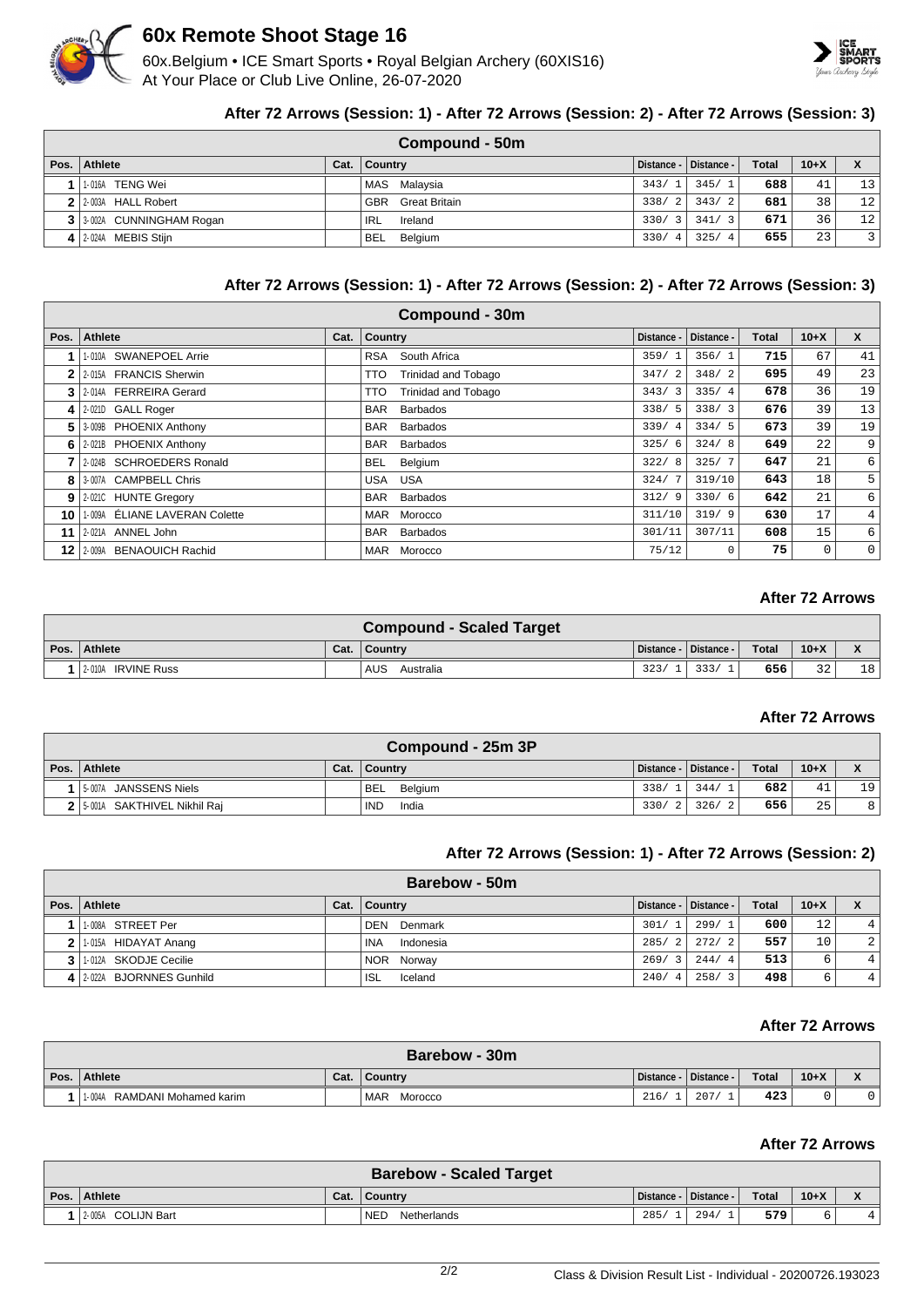# 60x Remote Shoot Stage 16

60x.Belgium • ICE Smart Sports • Royal Belgian Archery (60XIS16)
At Your Place or Club Live Online, 26-07-2020

### After 72 Arrows (Session: 1) - After 72 Arrows (Session: 2) - After 72 Arrows (Session: 3)

| Compound - 50m | | | | | | | | |
|---|---|---|---|---|---|---|---|---|
| Pos. | Athlete | Cat. | Country | Distance - | Distance - | Total | 10+X | X |
| 1 | 1-016A TENG Wei | | MAS Malaysia | 343/ 1 | 345/ 1 | 688 | 41 | 13 |
| 2 | 2-003A HALL Robert | | GBR Great Britain | 338/ 2 | 343/ 2 | 681 | 38 | 12 |
| 3 | 3-002A CUNNINGHAM Rogan | | IRL Ireland | 330/ 3 | 341/ 3 | 671 | 36 | 12 |
| 4 | 2-024A MEBIS Stijn | | BEL Belgium | 330/ 4 | 325/ 4 | 655 | 23 | 3 |

### After 72 Arrows (Session: 1) - After 72 Arrows (Session: 2) - After 72 Arrows (Session: 3)

| Compound - 30m | | | | | | | | |
|---|---|---|---|---|---|---|---|---|
| Pos. | Athlete | Cat. | Country | Distance - | Distance - | Total | 10+X | X |
| 1 | 1-010A SWANEPOEL Arrie | | RSA South Africa | 359/ 1 | 356/ 1 | 715 | 67 | 41 |
| 2 | 2-015A FRANCIS Sherwin | | TTO Trinidad and Tobago | 347/ 2 | 348/ 2 | 695 | 49 | 23 |
| 3 | 2-014A FERREIRA Gerard | | TTO Trinidad and Tobago | 343/ 3 | 335/ 4 | 678 | 36 | 19 |
| 4 | 2-021D GALL Roger | | BAR Barbados | 338/ 5 | 338/ 3 | 676 | 39 | 13 |
| 5 | 3-009B PHOENIX Anthony | | BAR Barbados | 339/ 4 | 334/ 5 | 673 | 39 | 19 |
| 6 | 2-021B PHOENIX Anthony | | BAR Barbados | 325/ 6 | 324/ 8 | 649 | 22 | 9 |
| 7 | 2-024B SCHROEDERS Ronald | | BEL Belgium | 322/ 8 | 325/ 7 | 647 | 21 | 6 |
| 8 | 3-007A CAMPBELL Chris | | USA USA | 324/ 7 | 319/10 | 643 | 18 | 5 |
| 9 | 2-021C HUNTE Gregory | | BAR Barbados | 312/ 9 | 330/ 6 | 642 | 21 | 6 |
| 10 | 1-009A ÉLIANE LAVERAN Colette | | MAR Morocco | 311/10 | 319/ 9 | 630 | 17 | 4 |
| 11 | 2-021A ANNEL John | | BAR Barbados | 301/11 | 307/11 | 608 | 15 | 6 |
| 12 | 2-009A BENAOUICH Rachid | | MAR Morocco | 75/12 | 0 | 75 | 0 | 0 |

### After 72 Arrows

| Compound - Scaled Target | | | | | | | | |
|---|---|---|---|---|---|---|---|---|
| Pos. | Athlete | Cat. | Country | Distance - | Distance - | Total | 10+X | X |
| 1 | 2-010A IRVINE Russ | | AUS Australia | 323/ 1 | 333/ 1 | 656 | 32 | 18 |

### After 72 Arrows

| Compound - 25m 3P | | | | | | | | |
|---|---|---|---|---|---|---|---|---|
| Pos. | Athlete | Cat. | Country | Distance - | Distance - | Total | 10+X | X |
| 1 | 5-007A JANSSENS Niels | | BEL Belgium | 338/ 1 | 344/ 1 | 682 | 41 | 19 |
| 2 | 5-001A SAKTHIVEL Nikhil Raj | | IND India | 330/ 2 | 326/ 2 | 656 | 25 | 8 |

### After 72 Arrows (Session: 1) - After 72 Arrows (Session: 2)

| Barebow - 50m | | | | | | | | |
|---|---|---|---|---|---|---|---|---|
| Pos. | Athlete | Cat. | Country | Distance - | Distance - | Total | 10+X | X |
| 1 | 1-008A STREET Per | | DEN Denmark | 301/ 1 | 299/ 1 | 600 | 12 | 4 |
| 2 | 1-015A HIDAYAT Anang | | INA Indonesia | 285/ 2 | 272/ 2 | 557 | 10 | 2 |
| 3 | 1-012A SKODJE Cecilie | | NOR Norway | 269/ 3 | 244/ 4 | 513 | 6 | 4 |
| 4 | 2-022A BJORNNES Gunhild | | ISL Iceland | 240/ 4 | 258/ 3 | 498 | 6 | 4 |

### After 72 Arrows

| Barebow - 30m | | | | | | | | |
|---|---|---|---|---|---|---|---|---|
| Pos. | Athlete | Cat. | Country | Distance - | Distance - | Total | 10+X | X |
| 1 | 1-004A RAMDANI Mohamed karim | | MAR Morocco | 216/ 1 | 207/ 1 | 423 | 0 | 0 |

### After 72 Arrows

| Barebow - Scaled Target | | | | | | | | |
|---|---|---|---|---|---|---|---|---|
| Pos. | Athlete | Cat. | Country | Distance - | Distance - | Total | 10+X | X |
| 1 | 2-005A COLIJN Bart | | NED Netherlands | 285/ 1 | 294/ 1 | 579 | 6 | 4 |

Class & Division Result List - Individual - 20200726.193023